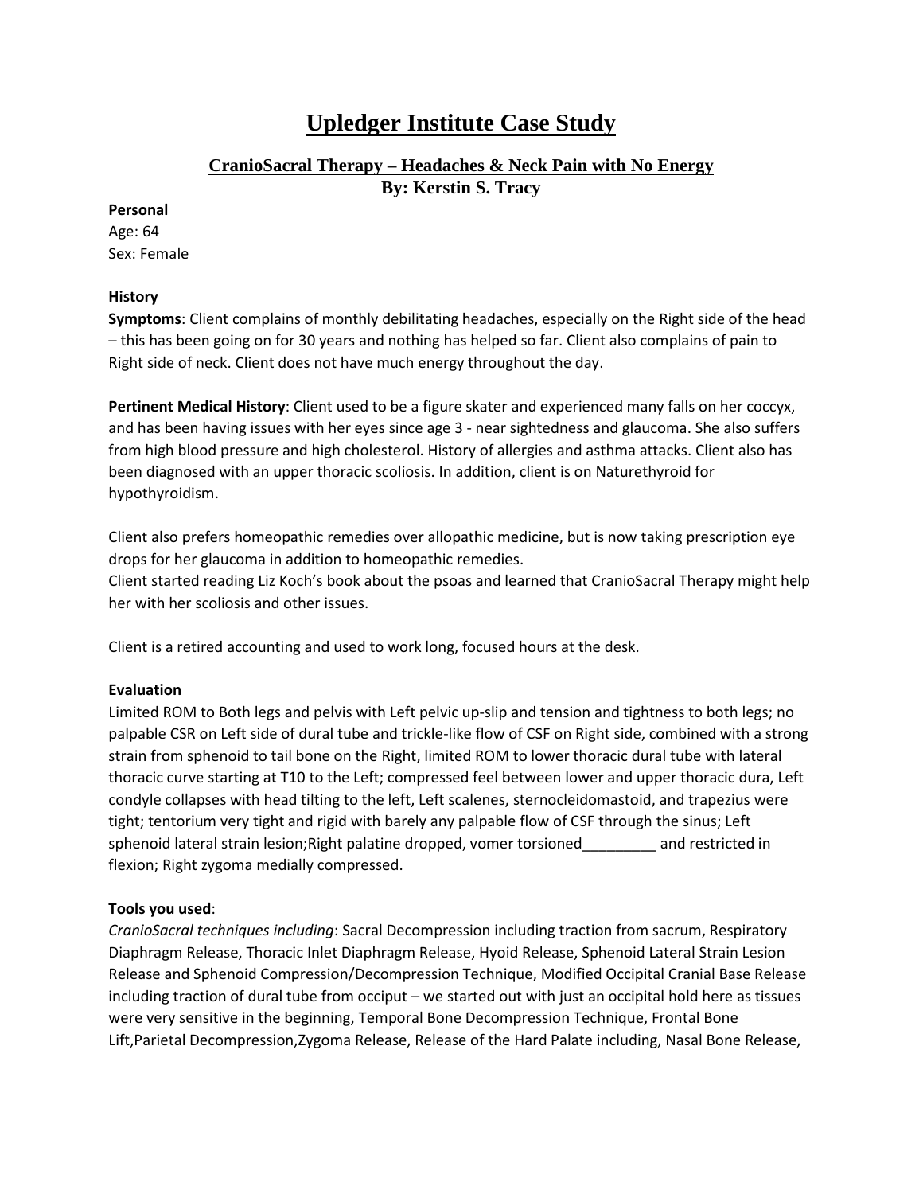# Upledger Institute Case Study

## CranioSacral Therapy – Headaches & Neck Pain with No Energy

**By: Kerstin S. Tracy**

**Personal**

Age: 64
Sex: Female

**History**

**Symptoms**: Client complains of monthly debilitating headaches, especially on the Right side of the head – this has been going on for 30 years and nothing has helped so far. Client also complains of pain to Right side of neck. Client does not have much energy throughout the day.

**Pertinent Medical History**: Client used to be a figure skater and experienced many falls on her coccyx, and has been having issues with her eyes since age 3 - near sightedness and glaucoma. She also suffers from high blood pressure and high cholesterol. History of allergies and asthma attacks. Client also has been diagnosed with an upper thoracic scoliosis. In addition, client is on Naturethyroid for hypothyroidism.

Client also prefers homeopathic remedies over allopathic medicine, but is now taking prescription eye drops for her glaucoma in addition to homeopathic remedies.
Client started reading Liz Koch's book about the psoas and learned that CranioSacral Therapy might help her with her scoliosis and other issues.

Client is a retired accounting and used to work long, focused hours at the desk.

**Evaluation**

Limited ROM to Both legs and pelvis with Left pelvic up-slip and tension and tightness to both legs; no palpable CSR on Left side of dural tube and trickle-like flow of CSF on Right side, combined with a strong strain from sphenoid to tail bone on the Right, limited ROM to lower thoracic dural tube with lateral thoracic curve starting at T10 to the Left; compressed feel between lower and upper thoracic dura, Left condyle collapses with head tilting to the left, Left scalenes, sternocleidomastoid, and trapezius were tight; tentorium very tight and rigid with barely any palpable flow of CSF through the sinus; Left sphenoid lateral strain lesion;Right palatine dropped, vomer torsioned_________ and restricted in flexion; Right zygoma medially compressed.

**Tools you used**:

*CranioSacral techniques including*: Sacral Decompression including traction from sacrum, Respiratory Diaphragm Release, Thoracic Inlet Diaphragm Release, Hyoid Release, Sphenoid Lateral Strain Lesion Release and Sphenoid Compression/Decompression Technique, Modified Occipital Cranial Base Release including traction of dural tube from occiput – we started out with just an occipital hold here as tissues were very sensitive in the beginning, Temporal Bone Decompression Technique, Frontal Bone Lift,Parietal Decompression,Zygoma Release, Release of the Hard Palate including, Nasal Bone Release,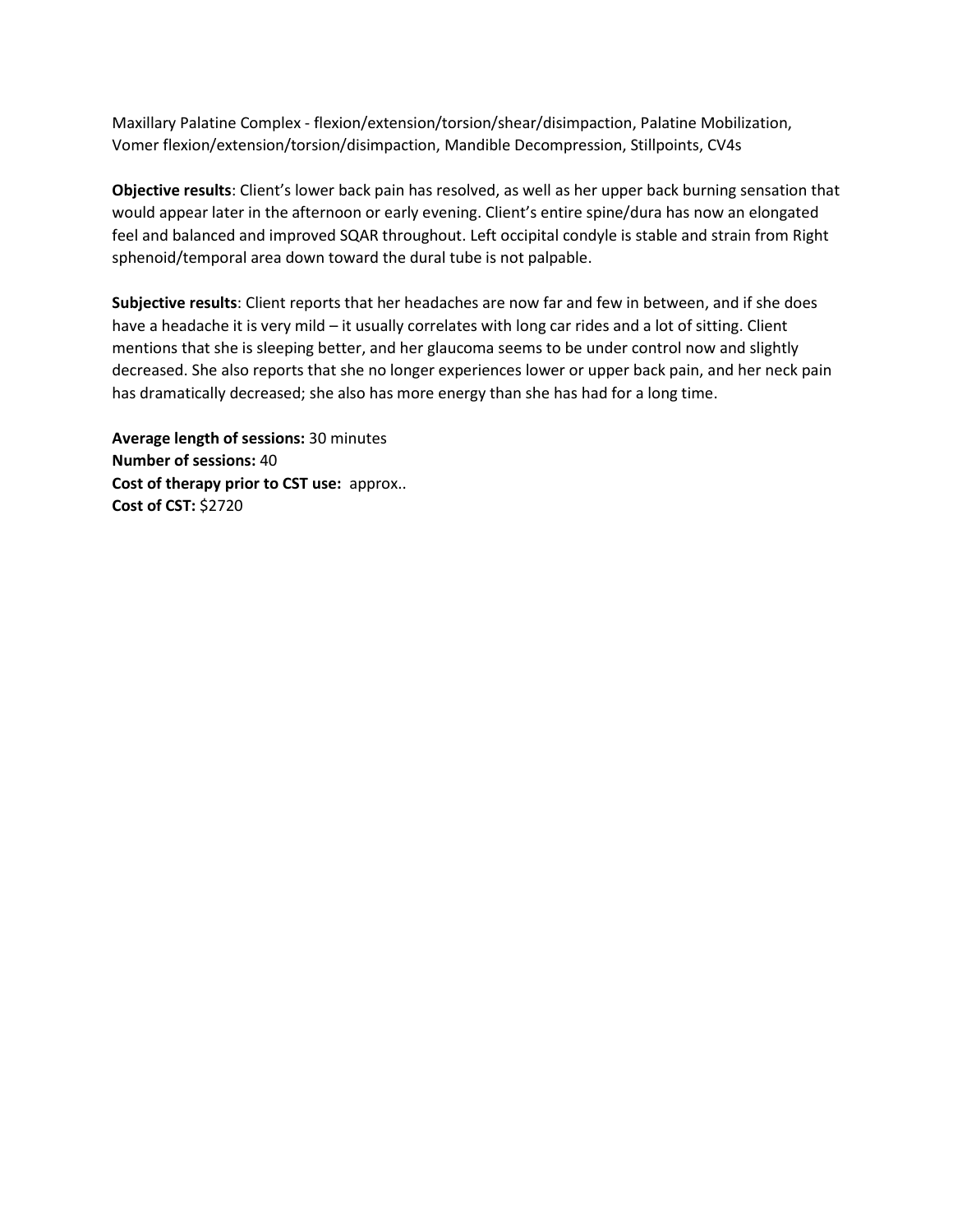Maxillary Palatine Complex - flexion/extension/torsion/shear/disimpaction, Palatine Mobilization, Vomer flexion/extension/torsion/disimpaction, Mandible Decompression, Stillpoints, CV4s

**Objective results**: Client's lower back pain has resolved, as well as her upper back burning sensation that would appear later in the afternoon or early evening. Client's entire spine/dura has now an elongated feel and balanced and improved SQAR throughout. Left occipital condyle is stable and strain from Right sphenoid/temporal area down toward the dural tube is not palpable.

**Subjective results**: Client reports that her headaches are now far and few in between, and if she does have a headache it is very mild – it usually correlates with long car rides and a lot of sitting. Client mentions that she is sleeping better, and her glaucoma seems to be under control now and slightly decreased. She also reports that she no longer experiences lower or upper back pain, and her neck pain has dramatically decreased; she also has more energy than she has had for a long time.

**Average length of sessions:** 30 minutes
**Number of sessions:** 40
**Cost of therapy prior to CST use:** approx..
**Cost of CST:** $2720